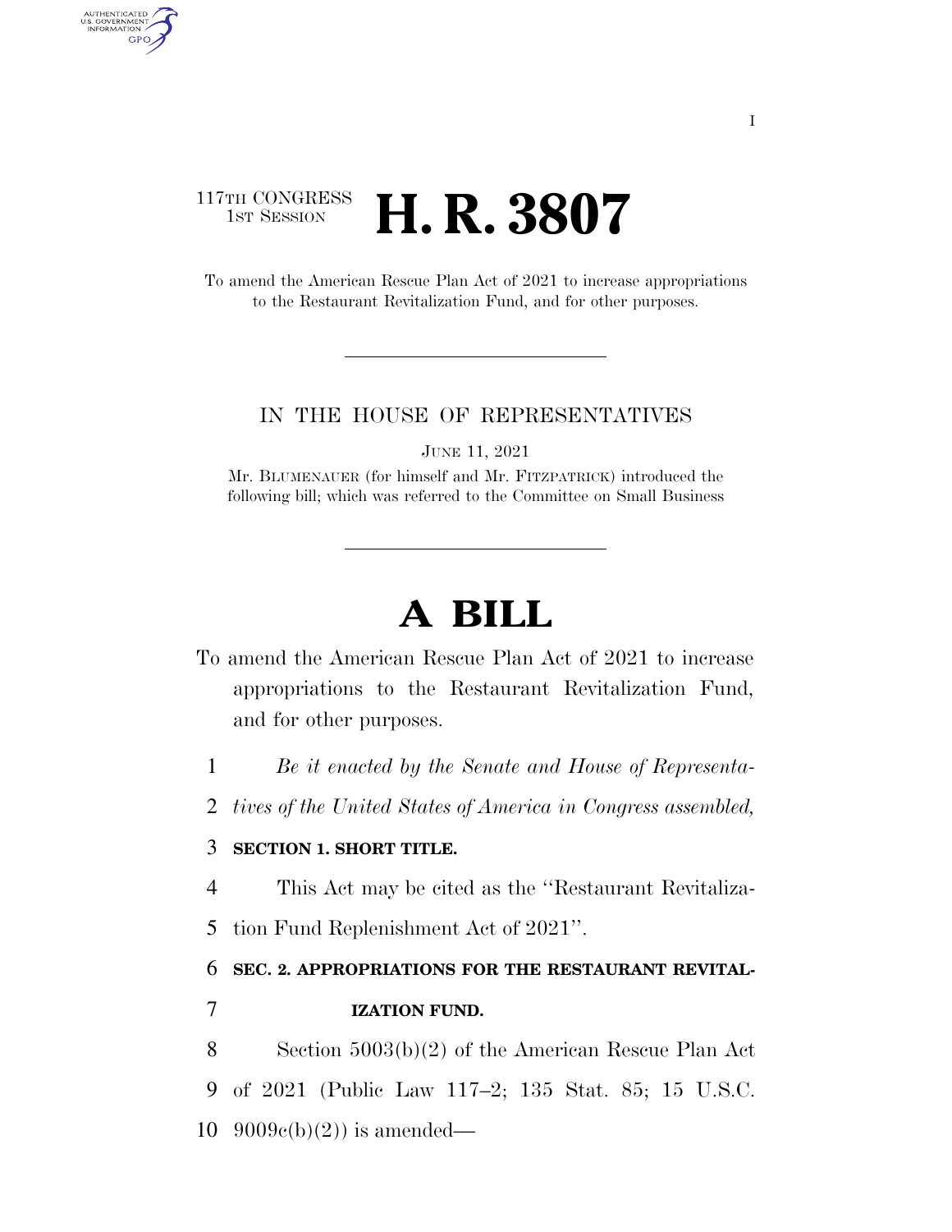117TH CONGRESS
1ST SESSION

# H. R. 3807

To amend the American Rescue Plan Act of 2021 to increase appropriations to the Restaurant Revitalization Fund, and for other purposes.

IN THE HOUSE OF REPRESENTATIVES

JUNE 11, 2021

Mr. BLUMENAUER (for himself and Mr. FITZPATRICK) introduced the following bill; which was referred to the Committee on Small Business

# A BILL

To amend the American Rescue Plan Act of 2021 to increase appropriations to the Restaurant Revitalization Fund, and for other purposes.

*Be it enacted by the Senate and House of Representatives of the United States of America in Congress assembled,*

**SECTION 1. SHORT TITLE.**

This Act may be cited as the ''Restaurant Revitalization Fund Replenishment Act of 2021''.

**SEC. 2. APPROPRIATIONS FOR THE RESTAURANT REVITALIZATION FUND.**

Section 5003(b)(2) of the American Rescue Plan Act of 2021 (Public Law 117–2; 135 Stat. 85; 15 U.S.C. 9009c(b)(2)) is amended—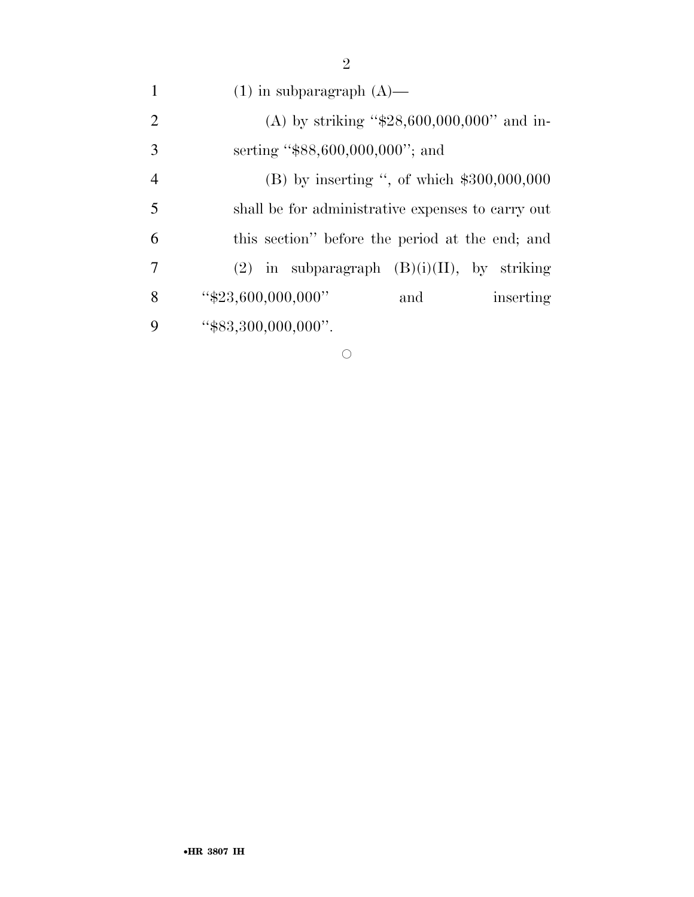(1) in subparagraph (A)—

(A) by striking "$28,600,000,000" and inserting "$88,600,000,000"; and

(B) by inserting ", of which $300,000,000 shall be for administrative expenses to carry out this section" before the period at the end; and

(2) in subparagraph (B)(i)(II), by striking "$23,600,000,000" and inserting "$83,300,000,000".

○